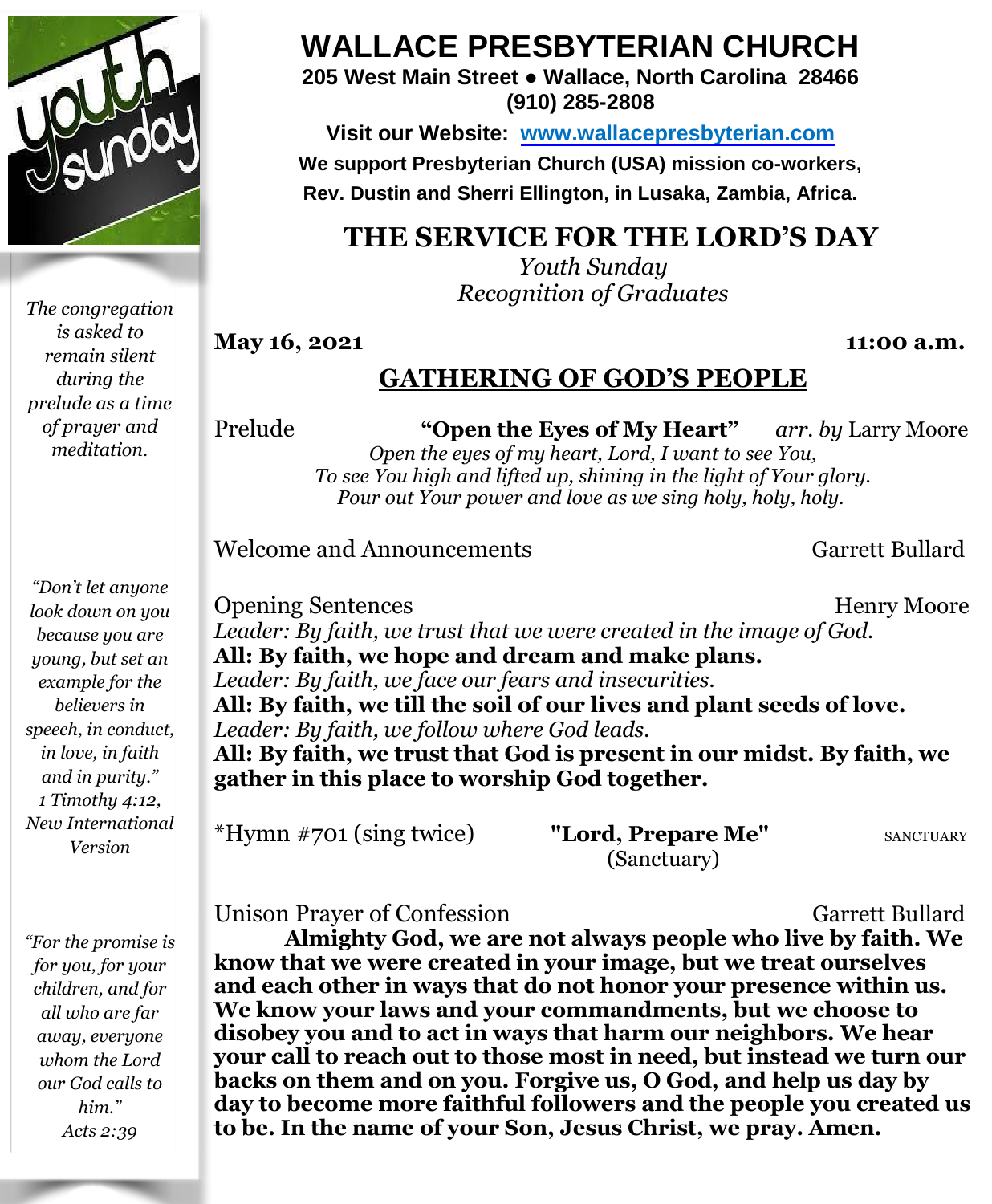# WALLACE PRESBYTERIAN CHURCH

**205 West Main Street ● Wallace, North Carolina 28466**
**(910) 285-2808**

**Visit our Website: www.wallacepresbyterian.com**

**We support Presbyterian Church (USA) mission co-workers, Rev. Dustin and Sherri Ellington, in Lusaka, Zambia, Africa.**

## THE SERVICE FOR THE LORD'S DAY

*Youth Sunday*
*Recognition of Graduates*

**May 16, 2021** **11:00 a.m.**

## GATHERING OF GOD'S PEOPLE

*The congregation is asked to remain silent during the prelude as a time of prayer and meditation.*

Prelude **"Open the Eyes of My Heart"** *arr. by* Larry Moore

*Open the eyes of my heart, Lord, I want to see You,*
*To see You high and lifted up, shining in the light of Your glory.*
*Pour out Your power and love as we sing holy, holy, holy.*

Welcome and Announcements Garrett Bullard

*"Don't let anyone look down on you because you are young, but set an example for the believers in speech, in conduct, in love, in faith and in purity." 1 Timothy 4:12, New International Version*

Opening Sentences Henry Moore

*Leader: By faith, we trust that we were created in the image of God.*
**All: By faith, we hope and dream and make plans.**
*Leader: By faith, we face our fears and insecurities.*
**All: By faith, we till the soil of our lives and plant seeds of love.**
*Leader: By faith, we follow where God leads.*
**All: By faith, we trust that God is present in our midst. By faith, we gather in this place to worship God together.**

*Hymn #701 (sing twice) **"Lord, Prepare Me"** (Sanctuary) SANCTUARY

*"For the promise is for you, for your children, and for all who are far away, everyone whom the Lord our God calls to him." Acts 2:39*

Unison Prayer of Confession Garrett Bullard

**Almighty God, we are not always people who live by faith. We know that we were created in your image, but we treat ourselves and each other in ways that do not honor your presence within us. We know your laws and your commandments, but we choose to disobey you and to act in ways that harm our neighbors. We hear your call to reach out to those most in need, but instead we turn our backs on them and on you. Forgive us, O God, and help us day by day to become more faithful followers and the people you created us to be. In the name of your Son, Jesus Christ, we pray. Amen.**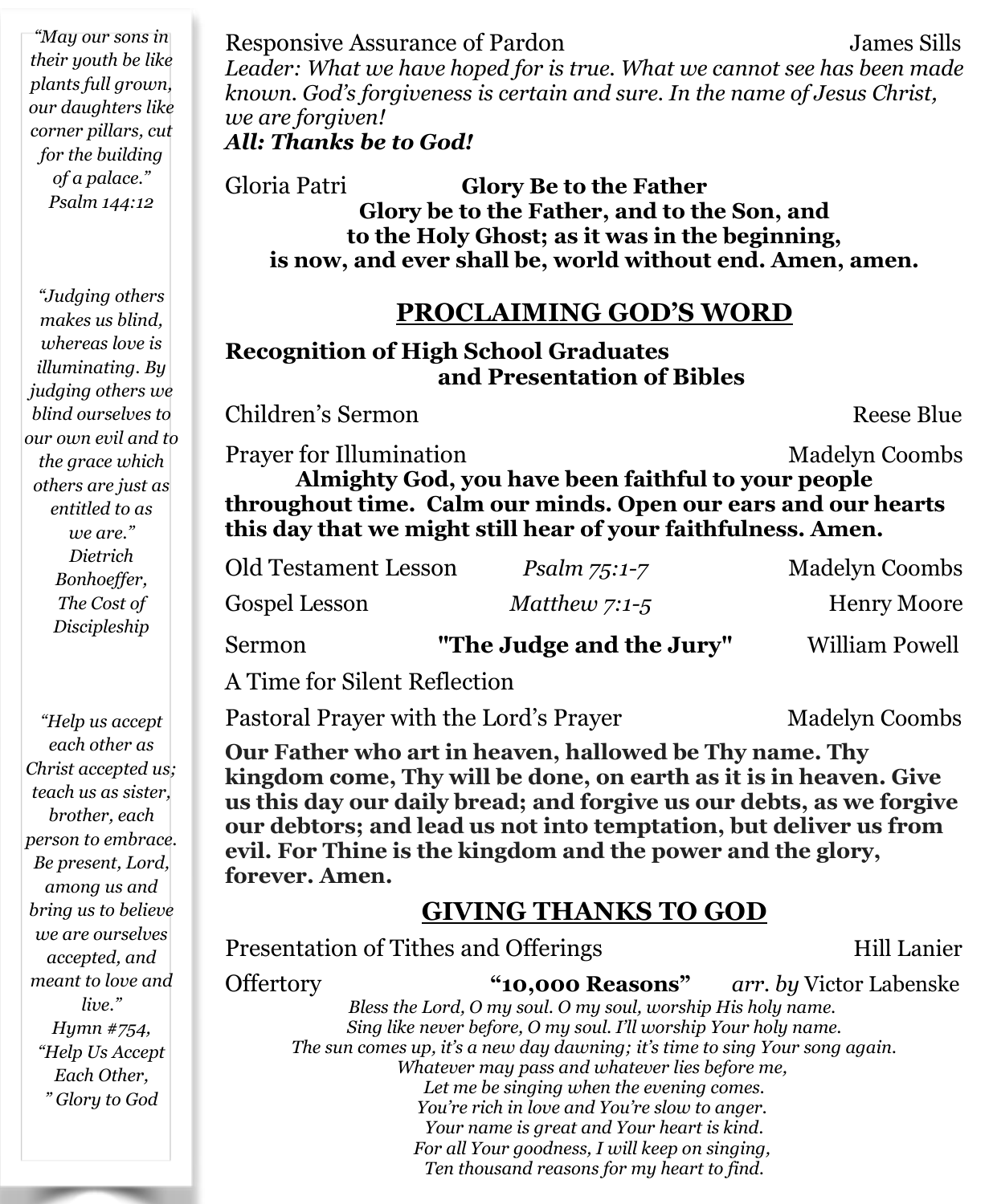Responsive Assurance of Pardon James Sills

*Leader: What we have hoped for is true. What we cannot see has been made known. God's forgiveness is certain and sure. In the name of Jesus Christ, we are forgiven!*

***All: Thanks be to God!***

Gloria Patri **Glory Be to the Father**

**Glory be to the Father, and to the Son, and to the Holy Ghost; as it was in the beginning, is now, and ever shall be, world without end. Amen, amen.**

## PROCLAIMING GOD'S WORD

**Recognition of High School Graduates and Presentation of Bibles**

Children's Sermon Reese Blue

Prayer for Illumination Madelyn Coombs

**Almighty God, you have been faithful to your people throughout time. Calm our minds. Open our ears and our hearts this day that we might still hear of your faithfulness. Amen.**

Old Testament Lesson *Psalm 75:1-7* Madelyn Coombs

Gospel Lesson *Matthew 7:1-5* Henry Moore

Sermon **"The Judge and the Jury"** William Powell

A Time for Silent Reflection

Pastoral Prayer with the Lord's Prayer Madelyn Coombs

**Our Father who art in heaven, hallowed be Thy name. Thy kingdom come, Thy will be done, on earth as it is in heaven. Give us this day our daily bread; and forgive us our debts, as we forgive our debtors; and lead us not into temptation, but deliver us from evil. For Thine is the kingdom and the power and the glory, forever. Amen.**

## GIVING THANKS TO GOD

Presentation of Tithes and Offerings Hill Lanier

Offertory **"10,000 Reasons"** *arr. by* Victor Labenske

*Bless the Lord, O my soul. O my soul, worship His holy name.*
*Sing like never before, O my soul. I'll worship Your holy name.*
*The sun comes up, it's a new day dawning; it's time to sing Your song again.*
*Whatever may pass and whatever lies before me,*
*Let me be singing when the evening comes.*
*You're rich in love and You're slow to anger.*
*Your name is great and Your heart is kind.*
*For all Your goodness, I will keep on singing,*
*Ten thousand reasons for my heart to find.*

---

*"May our sons in their youth be like plants full grown, our daughters like corner pillars, cut for the building of a palace."*
*Psalm 144:12*

*"Judging others makes us blind, whereas love is illuminating. By judging others we blind ourselves to our own evil and to the grace which others are just as entitled to as we are."*
*Dietrich Bonhoeffer, The Cost of Discipleship*

*"Help us accept each other as Christ accepted us; teach us as sister, brother, each person to embrace. Be present, Lord, among us and bring us to believe we are ourselves accepted, and meant to love and live."*
*Hymn #754, "Help Us Accept Each Other," Glory to God*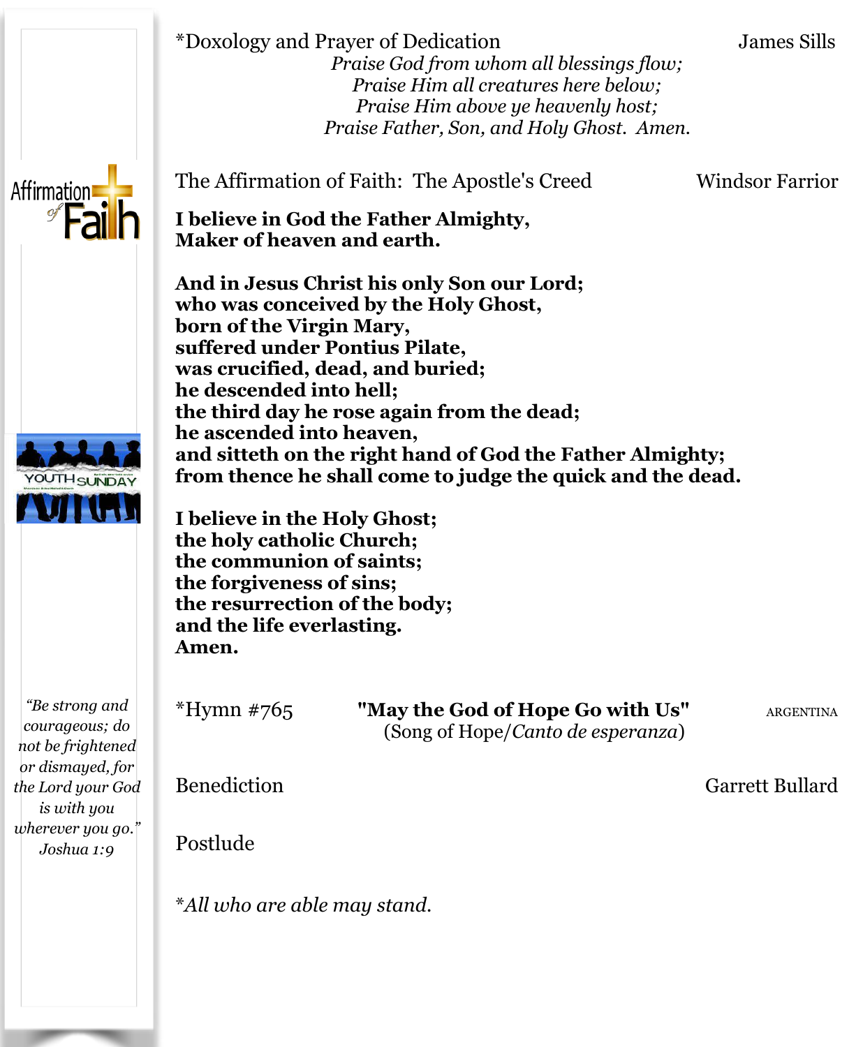*Doxology and Prayer of Dedication — James Sills

*Praise God from whom all blessings flow;*
*Praise Him all creatures here below;*
*Praise Him above ye heavenly host;*
*Praise Father, Son, and Holy Ghost. Amen.*

The Affirmation of Faith: The Apostle's Creed — Windsor Farrior

**I believe in God the Father Almighty,**
**Maker of heaven and earth.**

**And in Jesus Christ his only Son our Lord;**
**who was conceived by the Holy Ghost,**
**born of the Virgin Mary,**
**suffered under Pontius Pilate,**
**was crucified, dead, and buried;**
**he descended into hell;**
**the third day he rose again from the dead;**
**he ascended into heaven,**
**and sitteth on the right hand of God the Father Almighty;**
**from thence he shall come to judge the quick and the dead.**

**I believe in the Holy Ghost;**
**the holy catholic Church;**
**the communion of saints;**
**the forgiveness of sins;**
**the resurrection of the body;**
**and the life everlasting.**
**Amen.**

*Hymn #765 — **"May the God of Hope Go with Us"** (Song of Hope/*Canto de esperanza*) — ARGENTINA

Benediction — Garrett Bullard

Postlude

**All who are able may stand.*

*"Be strong and courageous; do not be frightened or dismayed, for the Lord your God is with you wherever you go." Joshua 1:9*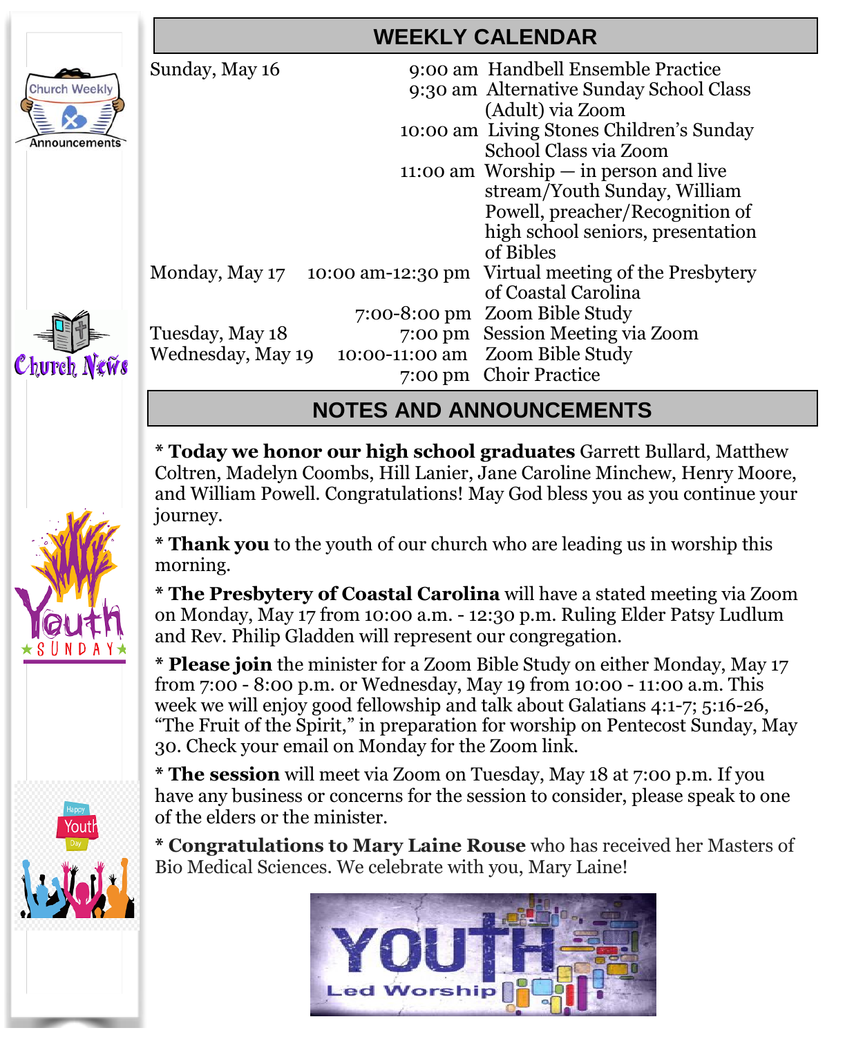## WEEKLY CALENDAR

| | | |
|---|---|---|
| Sunday, May 16 | 9:00 am | Handbell Ensemble Practice |
| | 9:30 am | Alternative Sunday School Class (Adult) via Zoom |
| | 10:00 am | Living Stones Children's Sunday School Class via Zoom |
| | 11:00 am | Worship — in person and live stream/Youth Sunday, William Powell, preacher/Recognition of high school seniors, presentation of Bibles |
| Monday, May 17 | 10:00 am-12:30 pm | Virtual meeting of the Presbytery of Coastal Carolina |
| | 7:00-8:00 pm | Zoom Bible Study |
| Tuesday, May 18 | 7:00 pm | Session Meeting via Zoom |
| Wednesday, May 19 | 10:00-11:00 am | Zoom Bible Study |
| | 7:00 pm | Choir Practice |

## NOTES AND ANNOUNCEMENTS

* **Today we honor our high school graduates** Garrett Bullard, Matthew Coltren, Madelyn Coombs, Hill Lanier, Jane Caroline Minchew, Henry Moore, and William Powell. Congratulations! May God bless you as you continue your journey.

* **Thank you** to the youth of our church who are leading us in worship this morning.

* **The Presbytery of Coastal Carolina** will have a stated meeting via Zoom on Monday, May 17 from 10:00 a.m. - 12:30 p.m. Ruling Elder Patsy Ludlum and Rev. Philip Gladden will represent our congregation.

* **Please join** the minister for a Zoom Bible Study on either Monday, May 17 from 7:00 - 8:00 p.m. or Wednesday, May 19 from 10:00 - 11:00 a.m. This week we will enjoy good fellowship and talk about Galatians 4:1-7; 5:16-26, "The Fruit of the Spirit," in preparation for worship on Pentecost Sunday, May 30. Check your email on Monday for the Zoom link.

* **The session** will meet via Zoom on Tuesday, May 18 at 7:00 p.m. If you have any business or concerns for the session to consider, please speak to one of the elders or the minister.

* **Congratulations to Mary Laine Rouse** who has received her Masters of Bio Medical Sciences. We celebrate with you, Mary Laine!